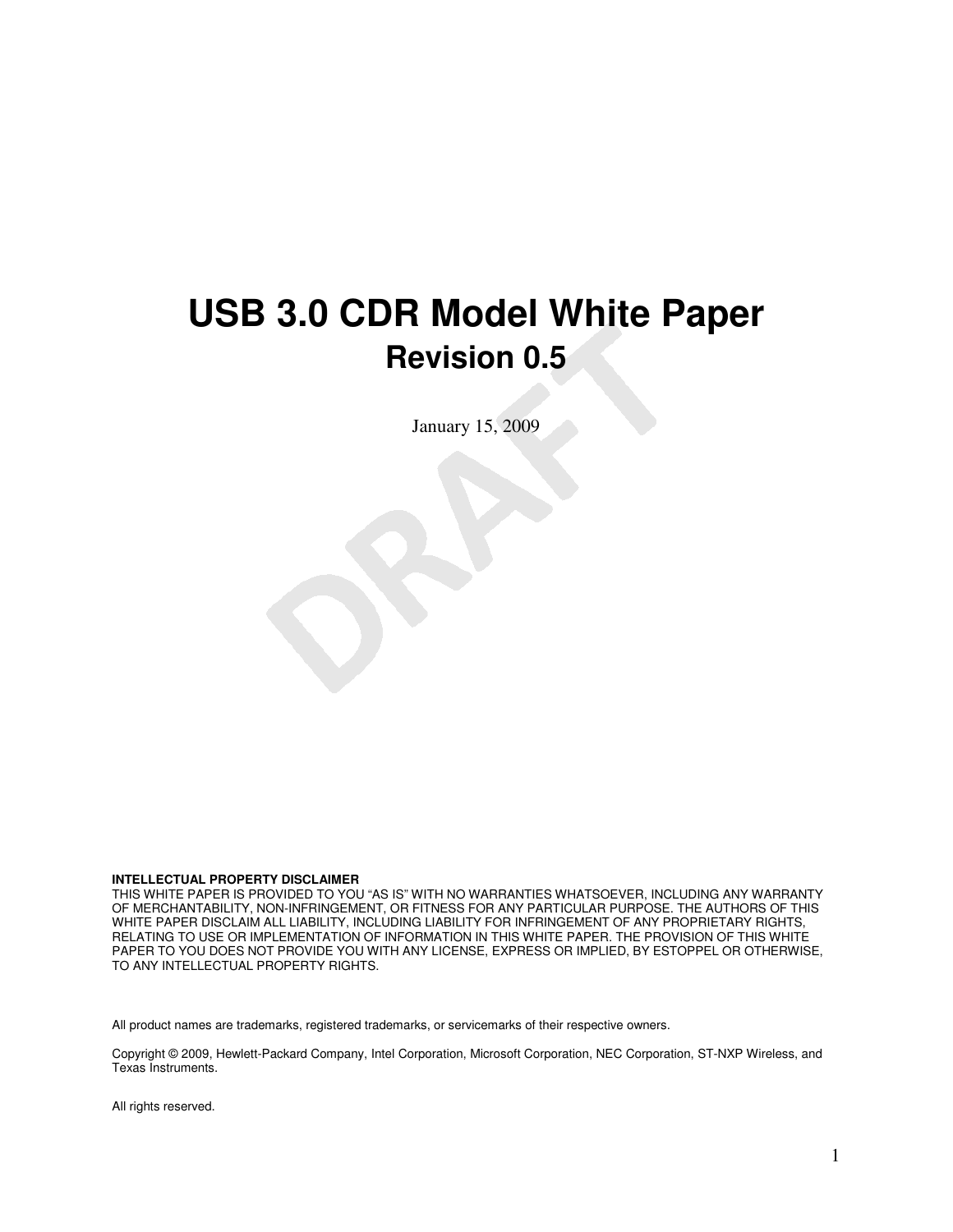# USB 3.0 CDR Model White Paper

## Revision 0.5

January 15, 2009

**INTELLECTUAL PROPERTY DISCLAIMER**
THIS WHITE PAPER IS PROVIDED TO YOU "AS IS" WITH NO WARRANTIES WHATSOEVER, INCLUDING ANY WARRANTY OF MERCHANTABILITY, NON-INFRINGEMENT, OR FITNESS FOR ANY PARTICULAR PURPOSE. THE AUTHORS OF THIS WHITE PAPER DISCLAIM ALL LIABILITY, INCLUDING LIABILITY FOR INFRINGEMENT OF ANY PROPRIETARY RIGHTS, RELATING TO USE OR IMPLEMENTATION OF INFORMATION IN THIS WHITE PAPER. THE PROVISION OF THIS WHITE PAPER TO YOU DOES NOT PROVIDE YOU WITH ANY LICENSE, EXPRESS OR IMPLIED, BY ESTOPPEL OR OTHERWISE, TO ANY INTELLECTUAL PROPERTY RIGHTS.

All product names are trademarks, registered trademarks, or servicemarks of their respective owners.

Copyright © 2009, Hewlett-Packard Company, Intel Corporation, Microsoft Corporation, NEC Corporation, ST-NXP Wireless, and Texas Instruments.

All rights reserved.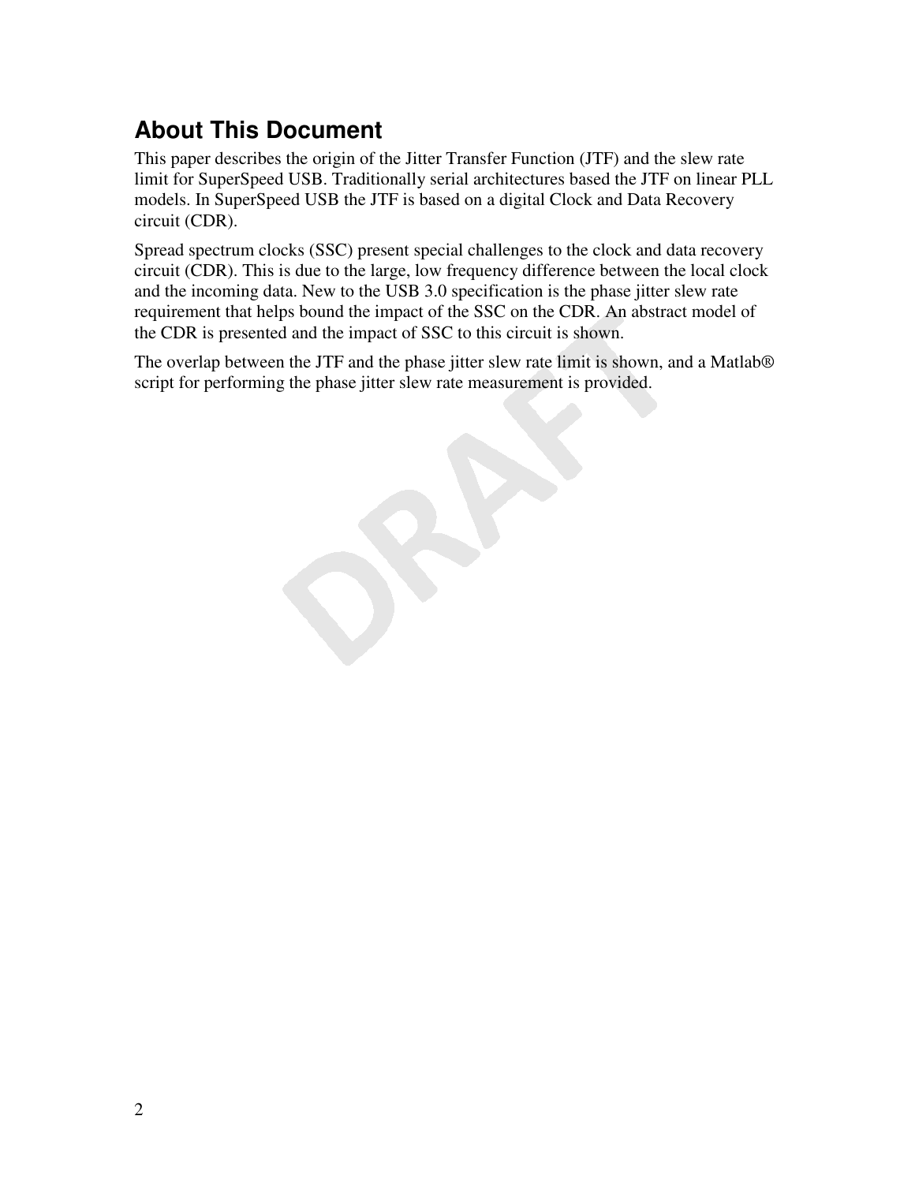## About This Document

This paper describes the origin of the Jitter Transfer Function (JTF) and the slew rate limit for SuperSpeed USB. Traditionally serial architectures based the JTF on linear PLL models. In SuperSpeed USB the JTF is based on a digital Clock and Data Recovery circuit (CDR).

Spread spectrum clocks (SSC) present special challenges to the clock and data recovery circuit (CDR). This is due to the large, low frequency difference between the local clock and the incoming data. New to the USB 3.0 specification is the phase jitter slew rate requirement that helps bound the impact of the SSC on the CDR. An abstract model of the CDR is presented and the impact of SSC to this circuit is shown.

The overlap between the JTF and the phase jitter slew rate limit is shown, and a Matlab® script for performing the phase jitter slew rate measurement is provided.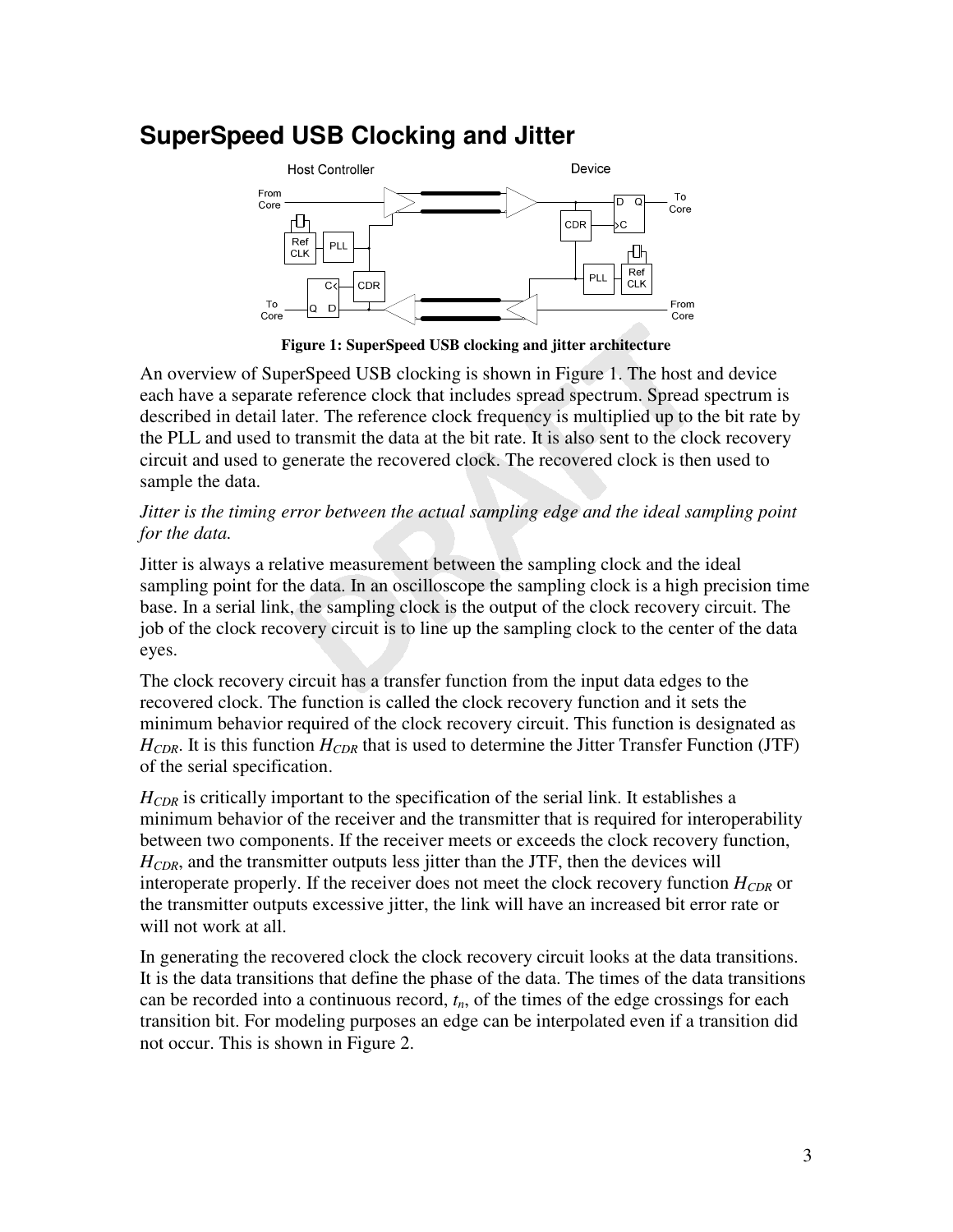# SuperSpeed USB Clocking and Jitter

**Figure 1: SuperSpeed USB clocking and jitter architecture**

An overview of SuperSpeed USB clocking is shown in Figure 1. The host and device each have a separate reference clock that includes spread spectrum. Spread spectrum is described in detail later. The reference clock frequency is multiplied up to the bit rate by the PLL and used to transmit the data at the bit rate. It is also sent to the clock recovery circuit and used to generate the recovered clock. The recovered clock is then used to sample the data.

*Jitter is the timing error between the actual sampling edge and the ideal sampling point for the data.*

Jitter is always a relative measurement between the sampling clock and the ideal sampling point for the data. In an oscilloscope the sampling clock is a high precision time base. In a serial link, the sampling clock is the output of the clock recovery circuit. The job of the clock recovery circuit is to line up the sampling clock to the center of the data eyes.

The clock recovery circuit has a transfer function from the input data edges to the recovered clock. The function is called the clock recovery function and it sets the minimum behavior required of the clock recovery circuit. This function is designated as $H_{CDR}$. It is this function $H_{CDR}$ that is used to determine the Jitter Transfer Function (JTF) of the serial specification.

$H_{CDR}$ is critically important to the specification of the serial link. It establishes a minimum behavior of the receiver and the transmitter that is required for interoperability between two components. If the receiver meets or exceeds the clock recovery function, $H_{CDR}$, and the transmitter outputs less jitter than the JTF, then the devices will interoperate properly. If the receiver does not meet the clock recovery function $H_{CDR}$ or the transmitter outputs excessive jitter, the link will have an increased bit error rate or will not work at all.

In generating the recovered clock the clock recovery circuit looks at the data transitions. It is the data transitions that define the phase of the data. The times of the data transitions can be recorded into a continuous record, $t_n$, of the times of the edge crossings for each transition bit. For modeling purposes an edge can be interpolated even if a transition did not occur. This is shown in Figure 2.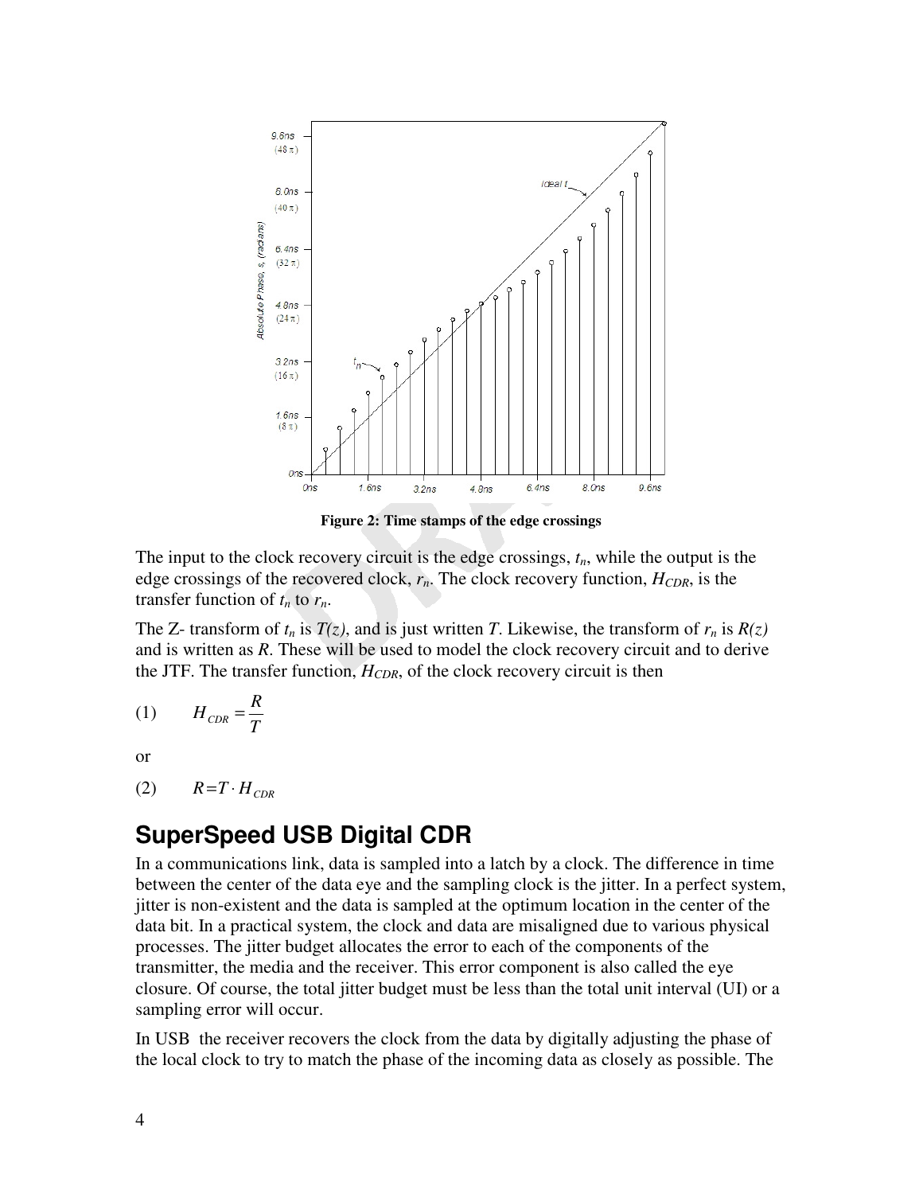Figure 2: Time stamps of the edge crossings

The input to the clock recovery circuit is the edge crossings, $t_n$, while the output is the edge crossings of the recovered clock, $r_n$. The clock recovery function, $H_{CDR}$, is the transfer function of $t_n$ to $r_n$.

The Z- transform of $t_n$ is $T(z)$, and is just written $T$. Likewise, the transform of $r_n$ is $R(z)$ and is written as $R$. These will be used to model the clock recovery circuit and to derive the JTF. The transfer function, $H_{CDR}$, of the clock recovery circuit is then

(1) $$H_{CDR} = \frac{R}{T}$$

or

(2) $$R = T \cdot H_{CDR}$$

## SuperSpeed USB Digital CDR

In a communications link, data is sampled into a latch by a clock. The difference in time between the center of the data eye and the sampling clock is the jitter. In a perfect system, jitter is non-existent and the data is sampled at the optimum location in the center of the data bit. In a practical system, the clock and data are misaligned due to various physical processes. The jitter budget allocates the error to each of the components of the transmitter, the media and the receiver. This error component is also called the eye closure. Of course, the total jitter budget must be less than the total unit interval (UI) or a sampling error will occur.

In USB the receiver recovers the clock from the data by digitally adjusting the phase of the local clock to try to match the phase of the incoming data as closely as possible. The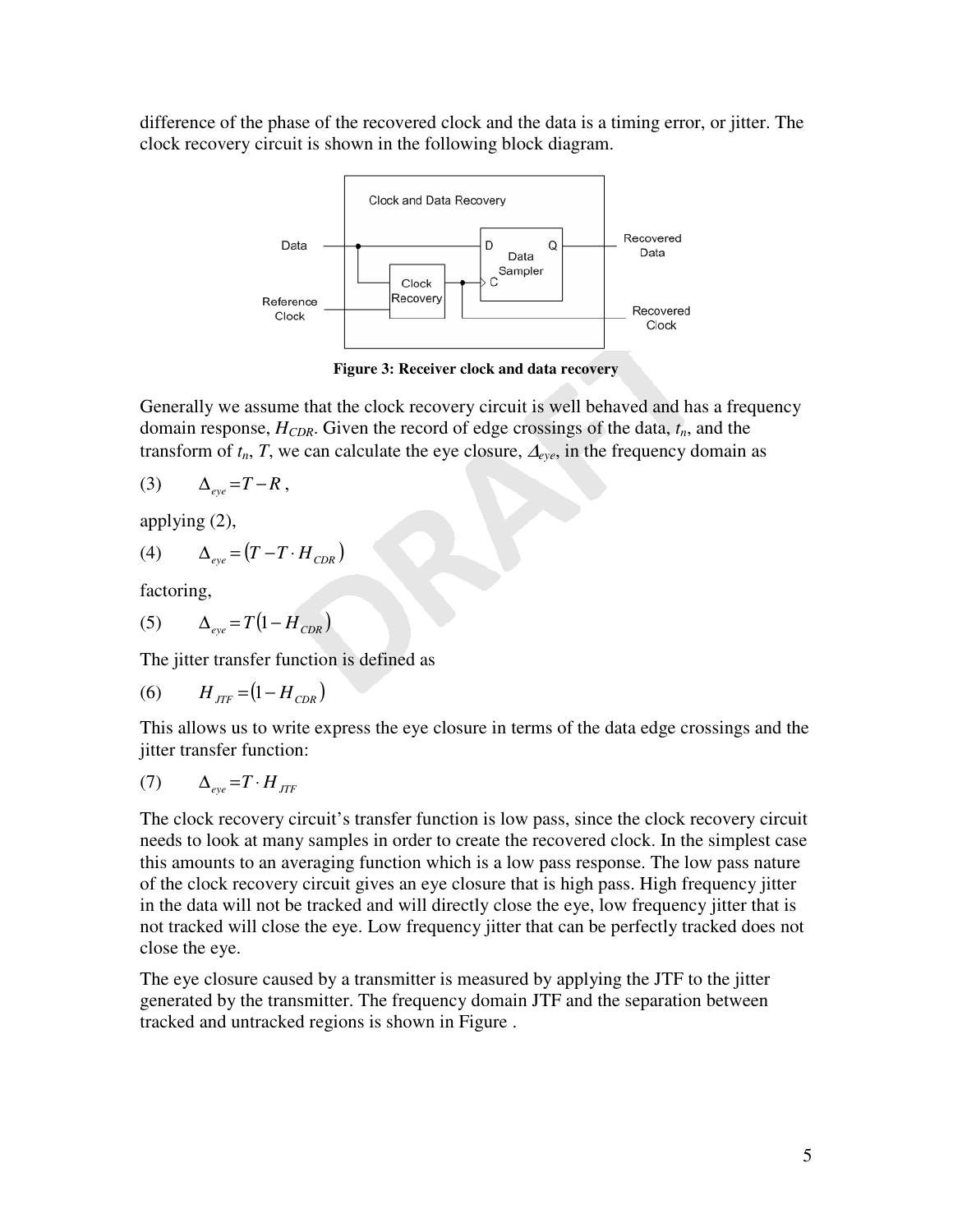difference of the phase of the recovered clock and the data is a timing error, or jitter. The clock recovery circuit is shown in the following block diagram.

**Figure 3: Receiver clock and data recovery**

Generally we assume that the clock recovery circuit is well behaved and has a frequency domain response, $H_{CDR}$. Given the record of edge crossings of the data, $t_n$, and the transform of $t_n$, $T$, we can calculate the eye closure, $\Delta_{eye}$, in the frequency domain as

(3) $$\Delta_{eye} = T - R,$$

applying (2),

(4) $$\Delta_{eye} = \left(T - T \cdot H_{CDR}\right)$$

factoring,

(5) $$\Delta_{eye} = T\left(1 - H_{CDR}\right)$$

The jitter transfer function is defined as

(6) $$H_{JTF} = \left(1 - H_{CDR}\right)$$

This allows us to write express the eye closure in terms of the data edge crossings and the jitter transfer function:

(7) $$\Delta_{eye} = T \cdot H_{JTF}$$

The clock recovery circuit's transfer function is low pass, since the clock recovery circuit needs to look at many samples in order to create the recovered clock. In the simplest case this amounts to an averaging function which is a low pass response. The low pass nature of the clock recovery circuit gives an eye closure that is high pass. High frequency jitter in the data will not be tracked and will directly close the eye, low frequency jitter that is not tracked will close the eye. Low frequency jitter that can be perfectly tracked does not close the eye.

The eye closure caused by a transmitter is measured by applying the JTF to the jitter generated by the transmitter. The frequency domain JTF and the separation between tracked and untracked regions is shown in Figure .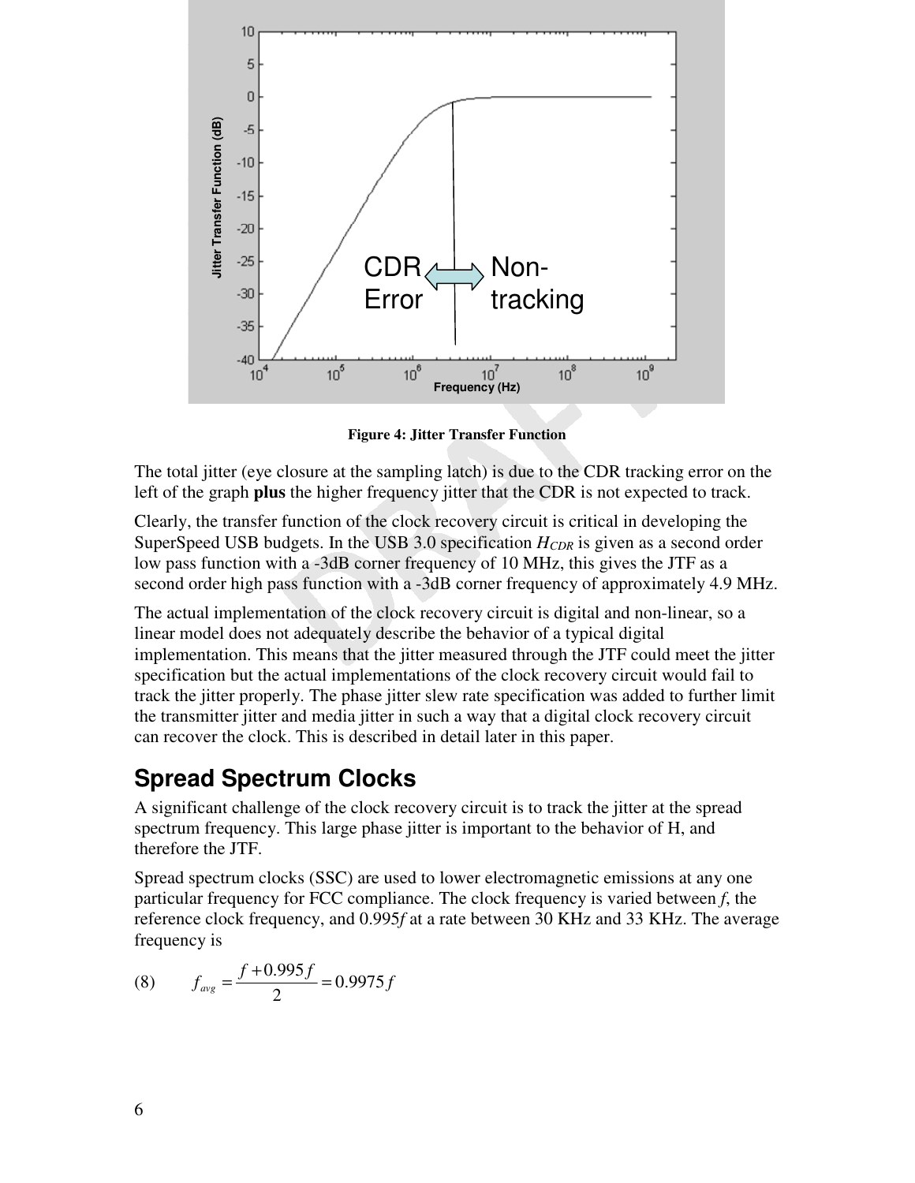Figure 4: Jitter Transfer Function

The total jitter (eye closure at the sampling latch) is due to the CDR tracking error on the left of the graph **plus** the higher frequency jitter that the CDR is not expected to track.

Clearly, the transfer function of the clock recovery circuit is critical in developing the SuperSpeed USB budgets. In the USB 3.0 specification $H_{CDR}$ is given as a second order low pass function with a -3dB corner frequency of 10 MHz, this gives the JTF as a second order high pass function with a -3dB corner frequency of approximately 4.9 MHz.

The actual implementation of the clock recovery circuit is digital and non-linear, so a linear model does not adequately describe the behavior of a typical digital implementation. This means that the jitter measured through the JTF could meet the jitter specification but the actual implementations of the clock recovery circuit would fail to track the jitter properly. The phase jitter slew rate specification was added to further limit the transmitter jitter and media jitter in such a way that a digital clock recovery circuit can recover the clock. This is described in detail later in this paper.

## Spread Spectrum Clocks

A significant challenge of the clock recovery circuit is to track the jitter at the spread spectrum frequency. This large phase jitter is important to the behavior of H, and therefore the JTF.

Spread spectrum clocks (SSC) are used to lower electromagnetic emissions at any one particular frequency for FCC compliance. The clock frequency is varied between $f$, the reference clock frequency, and $0.995f$ at a rate between 30 KHz and 33 KHz. The average frequency is

(8) $$f_{avg} = \frac{f + 0.995f}{2} = 0.9975f$$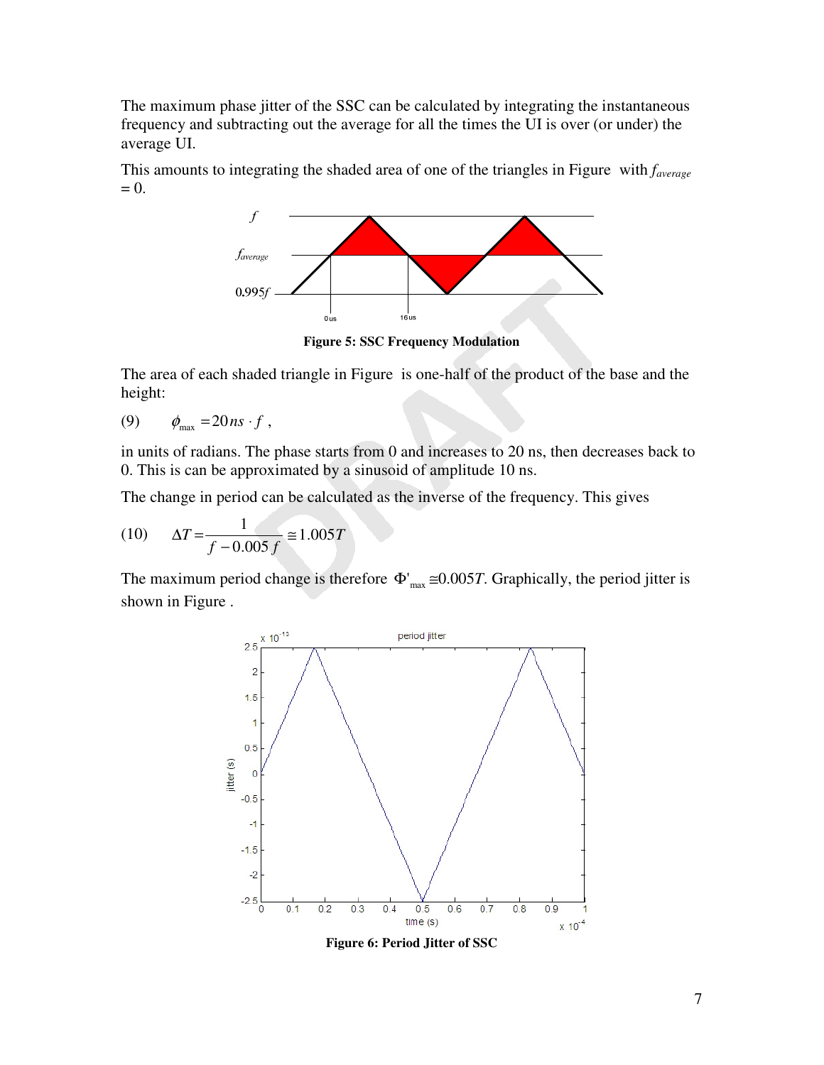The maximum phase jitter of the SSC can be calculated by integrating the instantaneous frequency and subtracting out the average for all the times the UI is over (or under) the average UI.

This amounts to integrating the shaded area of one of the triangles in Figure with $f_{average} = 0$.

**Figure 5: SSC Frequency Modulation**

The area of each shaded triangle in Figure is one-half of the product of the base and the height:

$$(9) \qquad \phi_{\max} = 20ns \cdot f \,,$$

in units of radians. The phase starts from 0 and increases to 20 ns, then decreases back to 0. This is can be approximated by a sinusoid of amplitude 10 ns.

The change in period can be calculated as the inverse of the frequency. This gives

$$(10) \qquad \Delta T = \frac{1}{f - 0.005f} \cong 1.005T$$

The maximum period change is therefore $\Phi'_{\max} \cong 0.005T$. Graphically, the period jitter is shown in Figure .

**Figure 6: Period Jitter of SSC**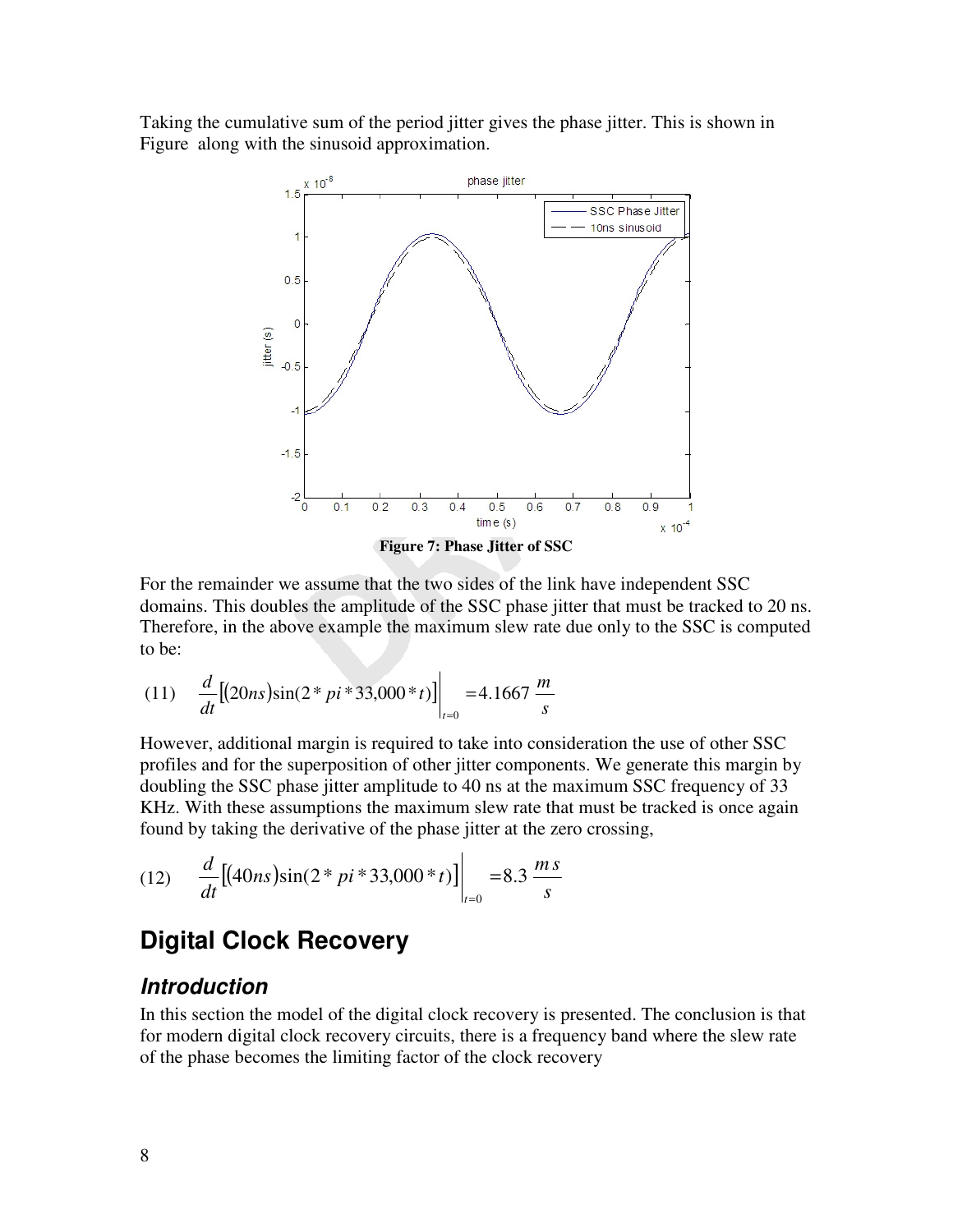Taking the cumulative sum of the period jitter gives the phase jitter. This is shown in Figure along with the sinusoid approximation.

**Figure 7: Phase Jitter of SSC**

For the remainder we assume that the two sides of the link have independent SSC domains. This doubles the amplitude of the SSC phase jitter that must be tracked to 20 ns. Therefore, in the above example the maximum slew rate due only to the SSC is computed to be:

$$(11) \quad \frac{d}{dt}\left[(20ns)\sin(2*pi*33{,}000*t)\right]\Bigg|_{t=0} = 4.1667\ \frac{m}{s}$$

However, additional margin is required to take into consideration the use of other SSC profiles and for the superposition of other jitter components. We generate this margin by doubling the SSC phase jitter amplitude to 40 ns at the maximum SSC frequency of 33 KHz. With these assumptions the maximum slew rate that must be tracked is once again found by taking the derivative of the phase jitter at the zero crossing,

$$(12) \quad \frac{d}{dt}\left[(40ns)\sin(2*pi*33{,}000*t)\right]\Bigg|_{t=0} = 8.3\ \frac{m\,s}{s}$$

# Digital Clock Recovery

## *Introduction*

In this section the model of the digital clock recovery is presented. The conclusion is that for modern digital clock recovery circuits, there is a frequency band where the slew rate of the phase becomes the limiting factor of the clock recovery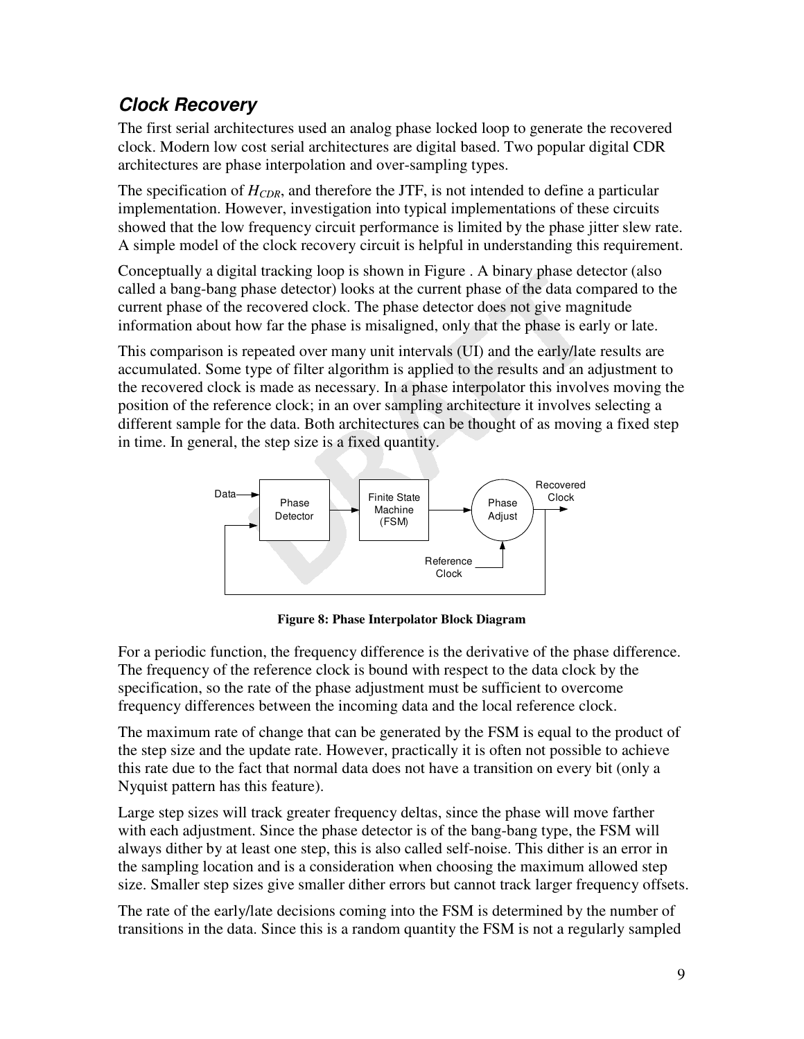### *Clock Recovery*

The first serial architectures used an analog phase locked loop to generate the recovered clock. Modern low cost serial architectures are digital based. Two popular digital CDR architectures are phase interpolation and over-sampling types.

The specification of $H_{CDR}$, and therefore the JTF, is not intended to define a particular implementation. However, investigation into typical implementations of these circuits showed that the low frequency circuit performance is limited by the phase jitter slew rate. A simple model of the clock recovery circuit is helpful in understanding this requirement.

Conceptually a digital tracking loop is shown in Figure . A binary phase detector (also called a bang-bang phase detector) looks at the current phase of the data compared to the current phase of the recovered clock. The phase detector does not give magnitude information about how far the phase is misaligned, only that the phase is early or late.

This comparison is repeated over many unit intervals (UI) and the early/late results are accumulated. Some type of filter algorithm is applied to the results and an adjustment to the recovered clock is made as necessary. In a phase interpolator this involves moving the position of the reference clock; in an over sampling architecture it involves selecting a different sample for the data. Both architectures can be thought of as moving a fixed step in time. In general, the step size is a fixed quantity.

**Figure 8: Phase Interpolator Block Diagram**

For a periodic function, the frequency difference is the derivative of the phase difference. The frequency of the reference clock is bound with respect to the data clock by the specification, so the rate of the phase adjustment must be sufficient to overcome frequency differences between the incoming data and the local reference clock.

The maximum rate of change that can be generated by the FSM is equal to the product of the step size and the update rate. However, practically it is often not possible to achieve this rate due to the fact that normal data does not have a transition on every bit (only a Nyquist pattern has this feature).

Large step sizes will track greater frequency deltas, since the phase will move farther with each adjustment. Since the phase detector is of the bang-bang type, the FSM will always dither by at least one step, this is also called self-noise. This dither is an error in the sampling location and is a consideration when choosing the maximum allowed step size. Smaller step sizes give smaller dither errors but cannot track larger frequency offsets.

The rate of the early/late decisions coming into the FSM is determined by the number of transitions in the data. Since this is a random quantity the FSM is not a regularly sampled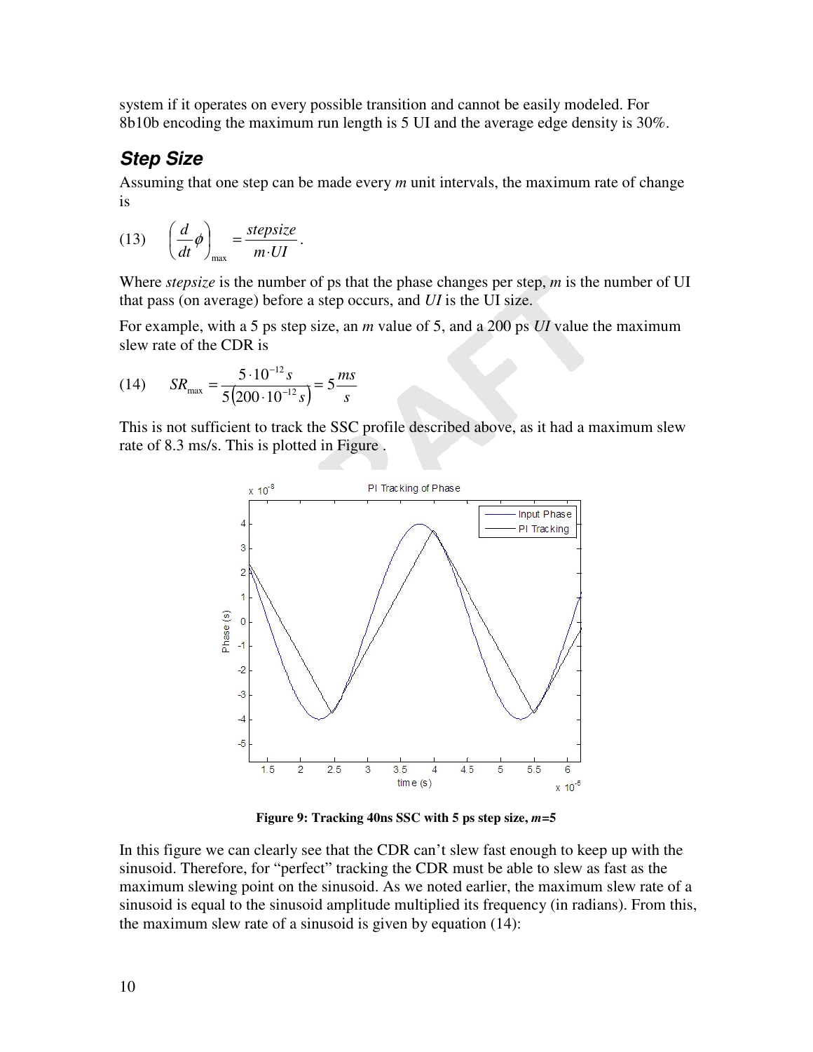system if it operates on every possible transition and cannot be easily modeled. For 8b10b encoding the maximum run length is 5 UI and the average edge density is 30%.

## Step Size

Assuming that one step can be made every *m* unit intervals, the maximum rate of change is

$$\left(\frac{d}{dt}\phi\right)_{\max} = \frac{stepsize}{m \cdot UI}. \tag{13}$$

Where *stepsize* is the number of ps that the phase changes per step, *m* is the number of UI that pass (on average) before a step occurs, and *UI* is the UI size.

For example, with a 5 ps step size, an *m* value of 5, and a 200 ps *UI* value the maximum slew rate of the CDR is

$$SR_{\max} = \frac{5 \cdot 10^{-12}\,s}{5\left(200 \cdot 10^{-12}\,s\right)} = 5\frac{ms}{s} \tag{14}$$

This is not sufficient to track the SSC profile described above, as it had a maximum slew rate of 8.3 ms/s. This is plotted in Figure .

**Figure 9: Tracking 40ns SSC with 5 ps step size, *m*=5**

In this figure we can clearly see that the CDR can't slew fast enough to keep up with the sinusoid. Therefore, for "perfect" tracking the CDR must be able to slew as fast as the maximum slewing point on the sinusoid. As we noted earlier, the maximum slew rate of a sinusoid is equal to the sinusoid amplitude multiplied its frequency (in radians). From this, the maximum slew rate of a sinusoid is given by equation (14):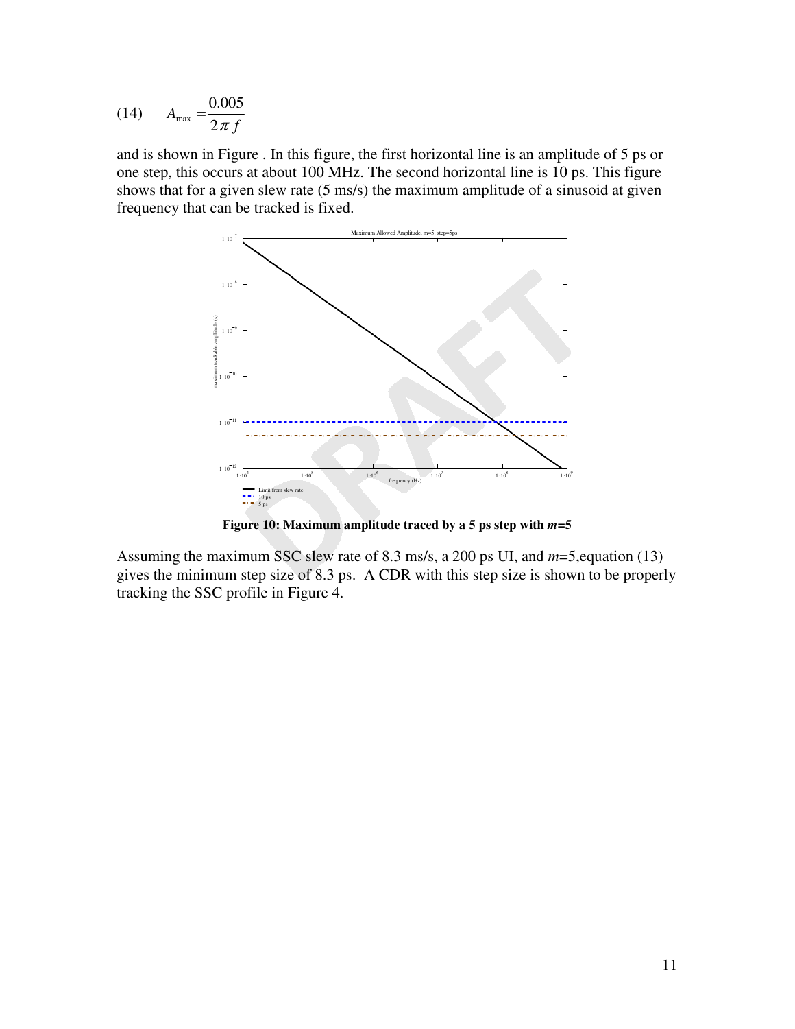$$(14) \qquad A_{\max} = \frac{0.005}{2\pi f}$$

and is shown in Figure . In this figure, the first horizontal line is an amplitude of 5 ps or one step, this occurs at about 100 MHz. The second horizontal line is 10 ps. This figure shows that for a given slew rate (5 ms/s) the maximum amplitude of a sinusoid at given frequency that can be tracked is fixed.

**Figure 10: Maximum amplitude traced by a 5 ps step with *m*=5**

Assuming the maximum SSC slew rate of 8.3 ms/s, a 200 ps UI, and *m*=5,equation (13) gives the minimum step size of 8.3 ps. A CDR with this step size is shown to be properly tracking the SSC profile in Figure 4.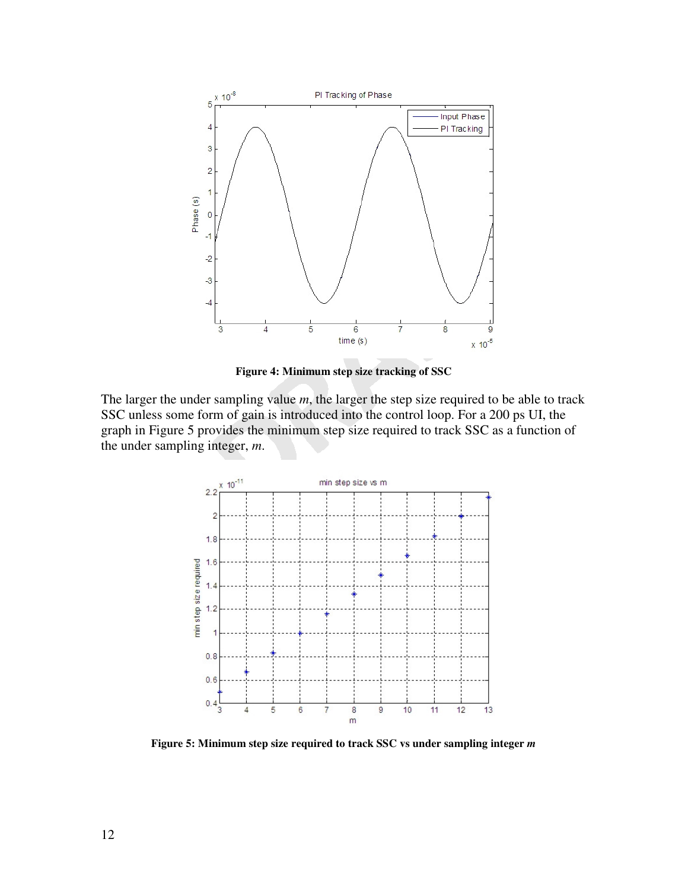**Figure 4: Minimum step size tracking of SSC**

The larger the under sampling value *m*, the larger the step size required to be able to track SSC unless some form of gain is introduced into the control loop. For a 200 ps UI, the graph in Figure 5 provides the minimum step size required to track SSC as a function of the under sampling integer, *m*.

**Figure 5: Minimum step size required to track SSC vs under sampling integer *m***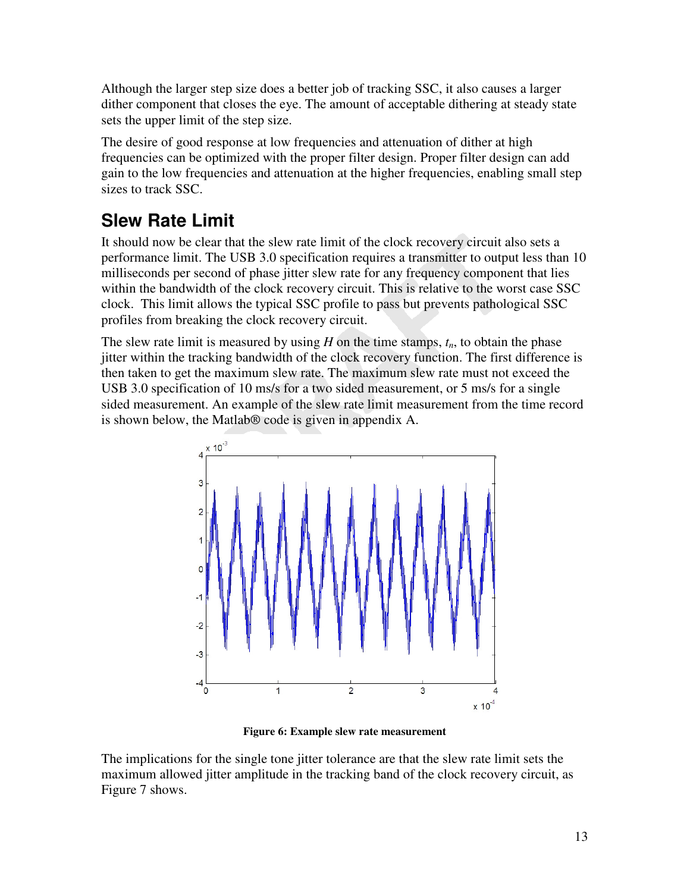Although the larger step size does a better job of tracking SSC, it also causes a larger dither component that closes the eye. The amount of acceptable dithering at steady state sets the upper limit of the step size.

The desire of good response at low frequencies and attenuation of dither at high frequencies can be optimized with the proper filter design. Proper filter design can add gain to the low frequencies and attenuation at the higher frequencies, enabling small step sizes to track SSC.

## Slew Rate Limit

It should now be clear that the slew rate limit of the clock recovery circuit also sets a performance limit. The USB 3.0 specification requires a transmitter to output less than 10 milliseconds per second of phase jitter slew rate for any frequency component that lies within the bandwidth of the clock recovery circuit. This is relative to the worst case SSC clock. This limit allows the typical SSC profile to pass but prevents pathological SSC profiles from breaking the clock recovery circuit.

The slew rate limit is measured by using *H* on the time stamps, $t_n$, to obtain the phase jitter within the tracking bandwidth of the clock recovery function. The first difference is then taken to get the maximum slew rate. The maximum slew rate must not exceed the USB 3.0 specification of 10 ms/s for a two sided measurement, or 5 ms/s for a single sided measurement. An example of the slew rate limit measurement from the time record is shown below, the Matlab® code is given in appendix A.

**Figure 6: Example slew rate measurement**

The implications for the single tone jitter tolerance are that the slew rate limit sets the maximum allowed jitter amplitude in the tracking band of the clock recovery circuit, as Figure 7 shows.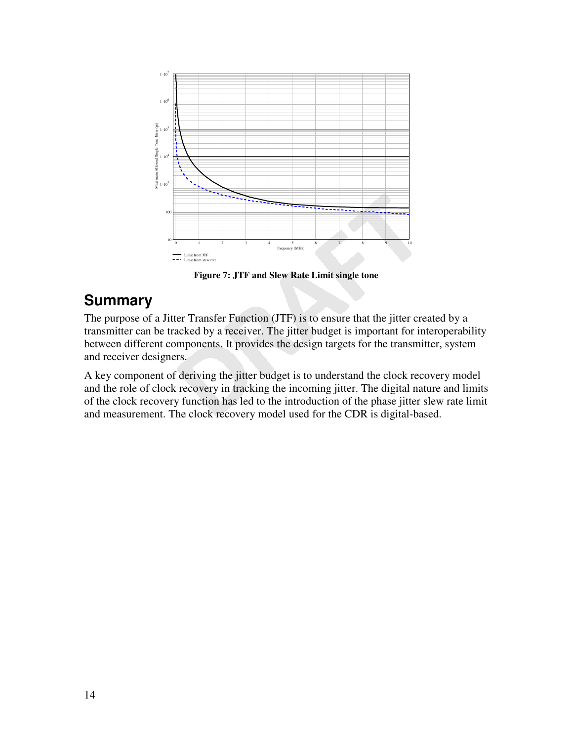Figure 7: JTF and Slew Rate Limit single tone

## Summary

The purpose of a Jitter Transfer Function (JTF) is to ensure that the jitter created by a transmitter can be tracked by a receiver. The jitter budget is important for interoperability between different components. It provides the design targets for the transmitter, system and receiver designers.

A key component of deriving the jitter budget is to understand the clock recovery model and the role of clock recovery in tracking the incoming jitter. The digital nature and limits of the clock recovery function has led to the introduction of the phase jitter slew rate limit and measurement. The clock recovery model used for the CDR is digital-based.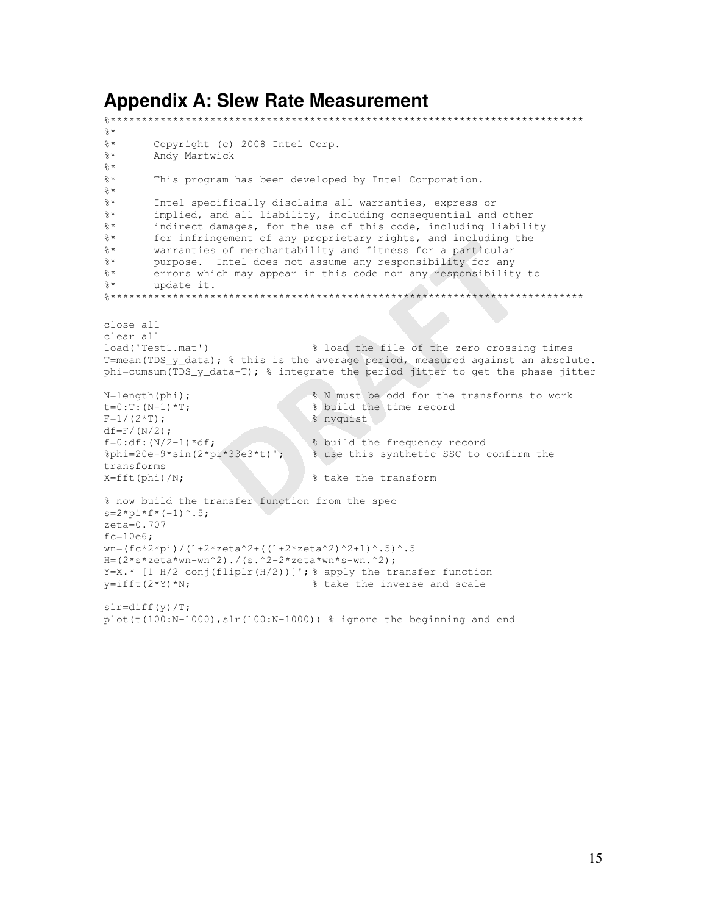# Appendix A: Slew Rate Measurement

```
%**************************************************************************
%*
%*      Copyright (c) 2008 Intel Corp.
%*      Andy Martwick
%*
%*      This program has been developed by Intel Corporation.
%*
%*      Intel specifically disclaims all warranties, express or
%*      implied, and all liability, including consequential and other
%*      indirect damages, for the use of this code, including liability
%*      for infringement of any proprietary rights, and including the
%*      warranties of merchantability and fitness for a particular
%*      purpose.  Intel does not assume any responsibility for any
%*      errors which may appear in this code nor any responsibility to
%*      update it.
%**************************************************************************

close all
clear all
load('Test1.mat')               % load the file of the zero crossing times
T=mean(TDS_y_data); % this is the average period, measured against an absolute.
phi=cumsum(TDS_y_data-T); % integrate the period jitter to get the phase jitter

N=length(phi);                  % N must be odd for the transforms to work
t=0:T:(N-1)*T;                  % build the time record
F=1/(2*T);                      % nyquist
df=F/(N/2);
f=0:df:(N/2-1)*df;              % build the frequency record
%phi=20e-9*sin(2*pi*33e3*t)';    % use this synthetic SSC to confirm the
transforms
X=fft(phi)/N;                   % take the transform

% now build the transfer function from the spec
s=2*pi*f*(-1)^.5;
zeta=0.707
fc=10e6;
wn=(fc*2*pi)/(1+2*zeta^2+((1+2*zeta^2)^2+1)^.5)^.5
H=(2*s*zeta*wn+wn^2)./(s.^2+2*zeta*wn*s+wn.^2);
Y=X.* [1 H/2 conj(fliplr(H/2))]';% apply the transfer function
y=ifft(2*Y)*N;                  % take the inverse and scale

slr=diff(y)/T;
plot(t(100:N-1000),slr(100:N-1000)) % ignore the beginning and end
```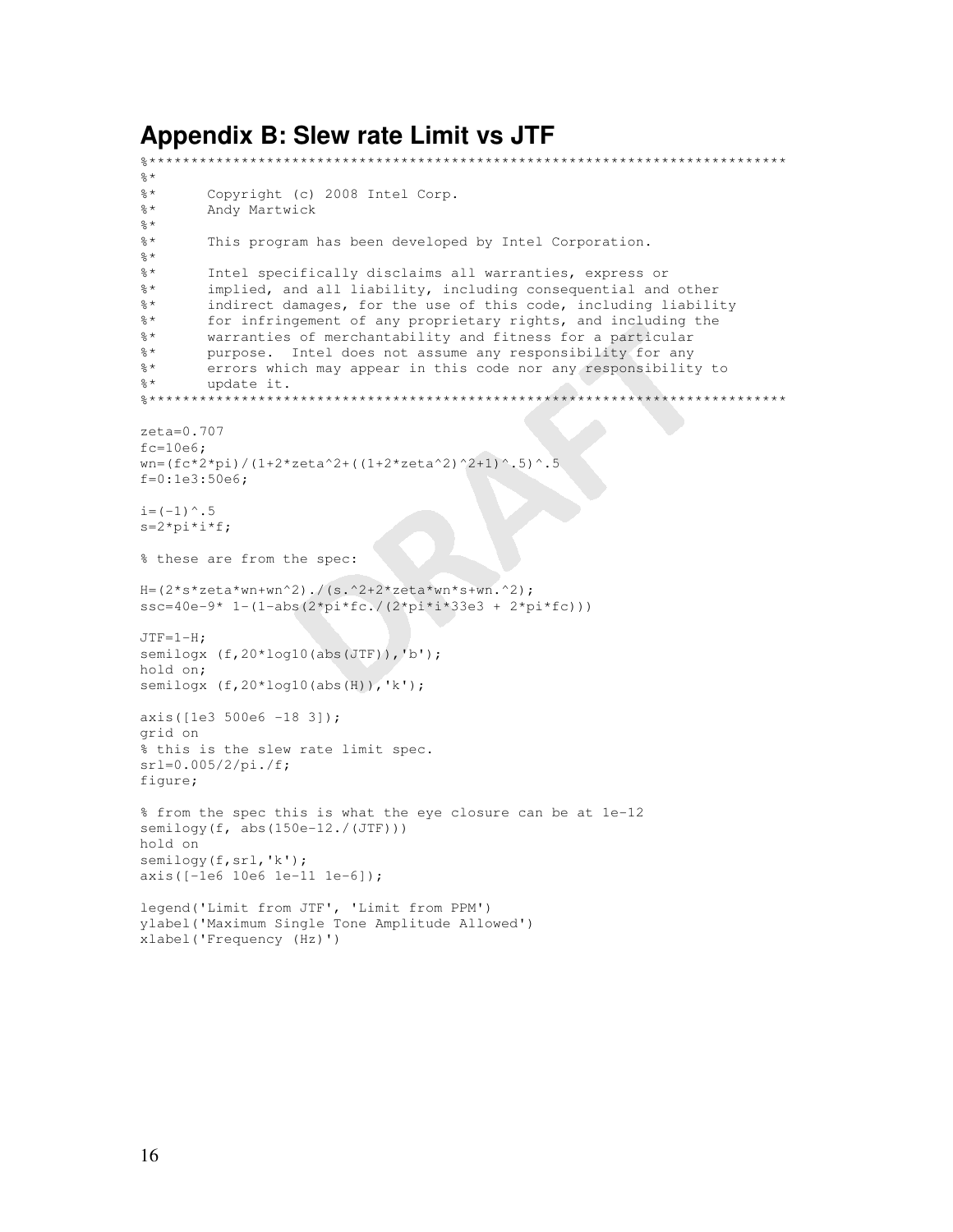## Appendix B: Slew rate Limit vs JTF

```
%***************************************************************************
%*
%*      Copyright (c) 2008 Intel Corp.
%*      Andy Martwick
%*
%*      This program has been developed by Intel Corporation.
%*
%*      Intel specifically disclaims all warranties, express or
%*      implied, and all liability, including consequential and other
%*      indirect damages, for the use of this code, including liability
%*      for infringement of any proprietary rights, and including the
%*      warranties of merchantability and fitness for a particular
%*      purpose.  Intel does not assume any responsibility for any
%*      errors which may appear in this code nor any responsibility to
%*      update it.
%***************************************************************************

zeta=0.707
fc=10e6;
wn=(fc*2*pi)/(1+2*zeta^2+((1+2*zeta^2)^2+1)^.5)^.5
f=0:1e3:50e6;

i=(-1)^.5
s=2*pi*i*f;

% these are from the spec:

H=(2*s*zeta*wn+wn^2)./(s.^2+2*zeta*wn*s+wn.^2);
ssc=40e-9* 1-(1-abs(2*pi*fc./(2*pi*i*33e3 + 2*pi*fc)))

JTF=1-H;
semilogx (f,20*log10(abs(JTF)),'b');
hold on;
semilogx (f,20*log10(abs(H)),'k');

axis([1e3 500e6 -18 3]);
grid on
% this is the slew rate limit spec.
srl=0.005/2/pi./f;
figure;

% from the spec this is what the eye closure can be at 1e-12
semilogy(f, abs(150e-12./(JTF)))
hold on
semilogy(f,srl,'k');
axis([-1e6 10e6 1e-11 1e-6]);

legend('Limit from JTF', 'Limit from PPM')
ylabel('Maximum Single Tone Amplitude Allowed')
xlabel('Frequency (Hz)')
```